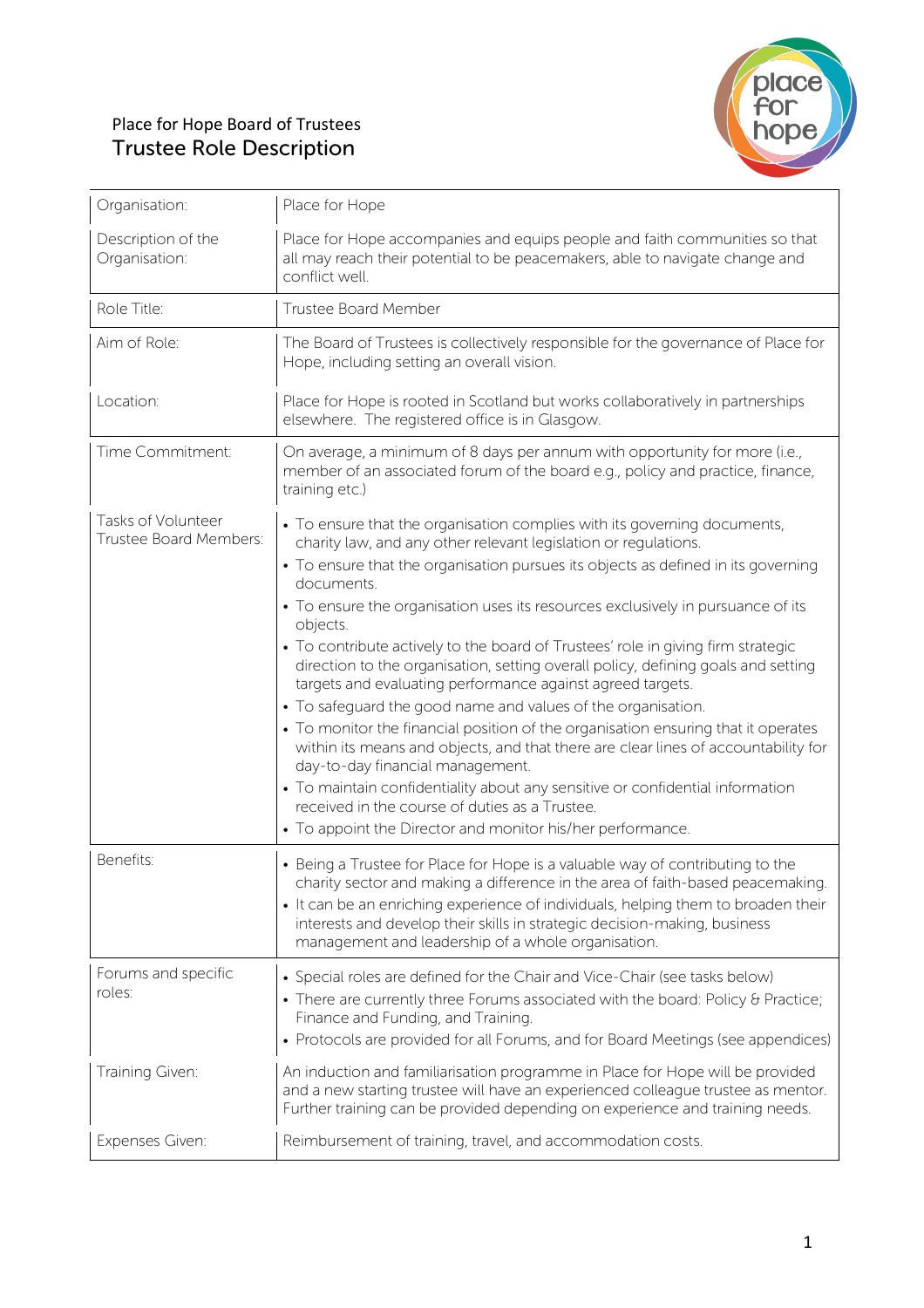Place for Hope Board of Trustees

# Trustee Role Description

| | |
|---|---|
| Organisation: | Place for Hope |
| Description of the Organisation: | Place for Hope accompanies and equips people and faith communities so that all may reach their potential to be peacemakers, able to navigate change and conflict well. |
| Role Title: | Trustee Board Member |
| Aim of Role: | The Board of Trustees is collectively responsible for the governance of Place for Hope, including setting an overall vision. |
| Location: | Place for Hope is rooted in Scotland but works collaboratively in partnerships elsewhere. The registered office is in Glasgow. |
| Time Commitment: | On average, a minimum of 8 days per annum with opportunity for more (i.e., member of an associated forum of the board e.g., policy and practice, finance, training etc.) |
| Tasks of Volunteer Trustee Board Members: | • To ensure that the organisation complies with its governing documents, charity law, and any other relevant legislation or regulations.<br>• To ensure that the organisation pursues its objects as defined in its governing documents.<br>• To ensure the organisation uses its resources exclusively in pursuance of its objects.<br>• To contribute actively to the board of Trustees' role in giving firm strategic direction to the organisation, setting overall policy, defining goals and setting targets and evaluating performance against agreed targets.<br>• To safeguard the good name and values of the organisation.<br>• To monitor the financial position of the organisation ensuring that it operates within its means and objects, and that there are clear lines of accountability for day-to-day financial management.<br>• To maintain confidentiality about any sensitive or confidential information received in the course of duties as a Trustee.<br>• To appoint the Director and monitor his/her performance. |
| Benefits: | • Being a Trustee for Place for Hope is a valuable way of contributing to the charity sector and making a difference in the area of faith-based peacemaking.<br>• It can be an enriching experience of individuals, helping them to broaden their interests and develop their skills in strategic decision-making, business management and leadership of a whole organisation. |
| Forums and specific roles: | • Special roles are defined for the Chair and Vice-Chair (see tasks below)<br>• There are currently three Forums associated with the board: Policy & Practice; Finance and Funding, and Training.<br>• Protocols are provided for all Forums, and for Board Meetings (see appendices) |
| Training Given: | An induction and familiarisation programme in Place for Hope will be provided and a new starting trustee will have an experienced colleague trustee as mentor. Further training can be provided depending on experience and training needs. |
| Expenses Given: | Reimbursement of training, travel, and accommodation costs. |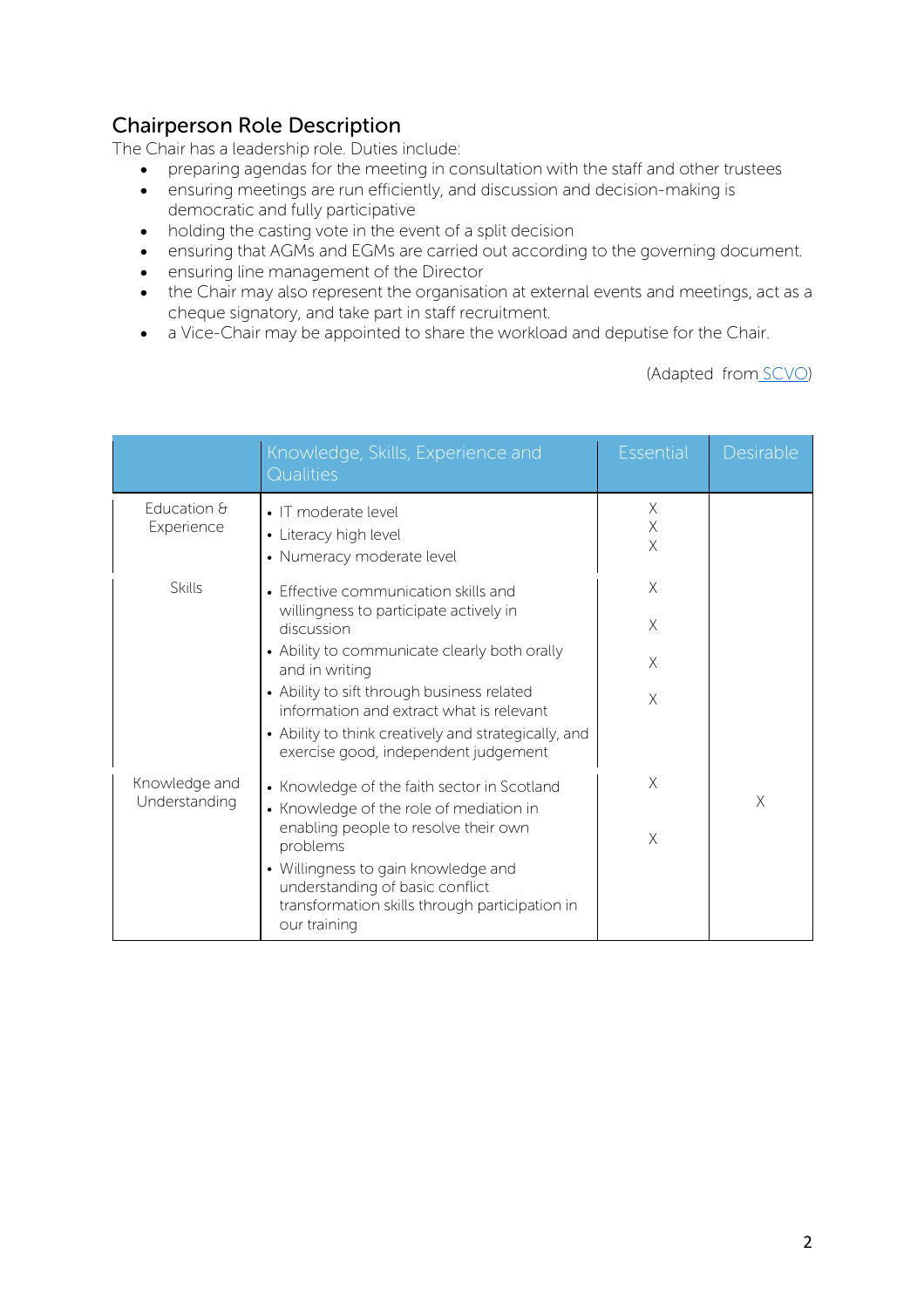## Chairperson Role Description

The Chair has a leadership role. Duties include:

- preparing agendas for the meeting in consultation with the staff and other trustees
- ensuring meetings are run efficiently, and discussion and decision-making is democratic and fully participative
- holding the casting vote in the event of a split decision
- ensuring that AGMs and EGMs are carried out according to the governing document.
- ensuring line management of the Director
- the Chair may also represent the organisation at external events and meetings, act as a cheque signatory, and take part in staff recruitment.
- a Vice-Chair may be appointed to share the workload and deputise for the Chair.

(Adapted from SCVO)

| | Knowledge, Skills, Experience and Qualities | Essential | Desirable |
|---|---|---|---|
| Education & Experience | • IT moderate level | X | |
| | • Literacy high level | X | |
| | • Numeracy moderate level | X | |
| Skills | • Effective communication skills and willingness to participate actively in discussion | X | |
| | • Ability to communicate clearly both orally and in writing | X | |
| | • Ability to sift through business related information and extract what is relevant | X | |
| | • Ability to think creatively and strategically, and exercise good, independent judgement | X | |
| Knowledge and Understanding | • Knowledge of the faith sector in Scotland | X | |
| | • Knowledge of the role of mediation in enabling people to resolve their own problems | | X |
| | • Willingness to gain knowledge and understanding of basic conflict transformation skills through participation in our training | X | |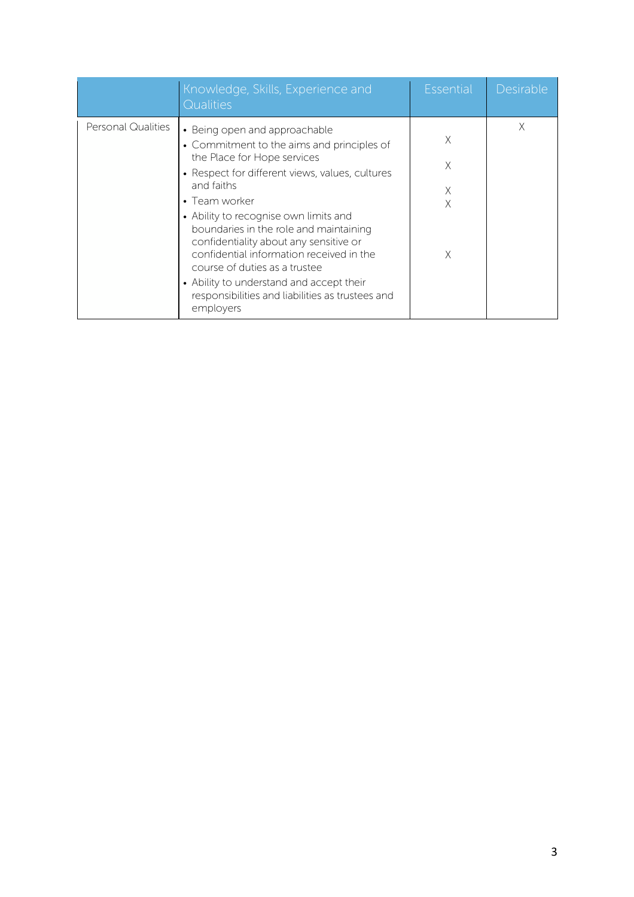| | Knowledge, Skills, Experience and Qualities | Essential | Desirable |
|---|---|---|---|
| Personal Qualities | • Being open and approachable | | X |
| | • Commitment to the aims and principles of the Place for Hope services | X | |
| | • Respect for different views, values, cultures and faiths | X | |
| | • Team worker | X | |
| | • Ability to recognise own limits and boundaries in the role and maintaining confidentiality about any sensitive or confidential information received in the course of duties as a trustee | X | |
| | • Ability to understand and accept their responsibilities and liabilities as trustees and employers | X | |